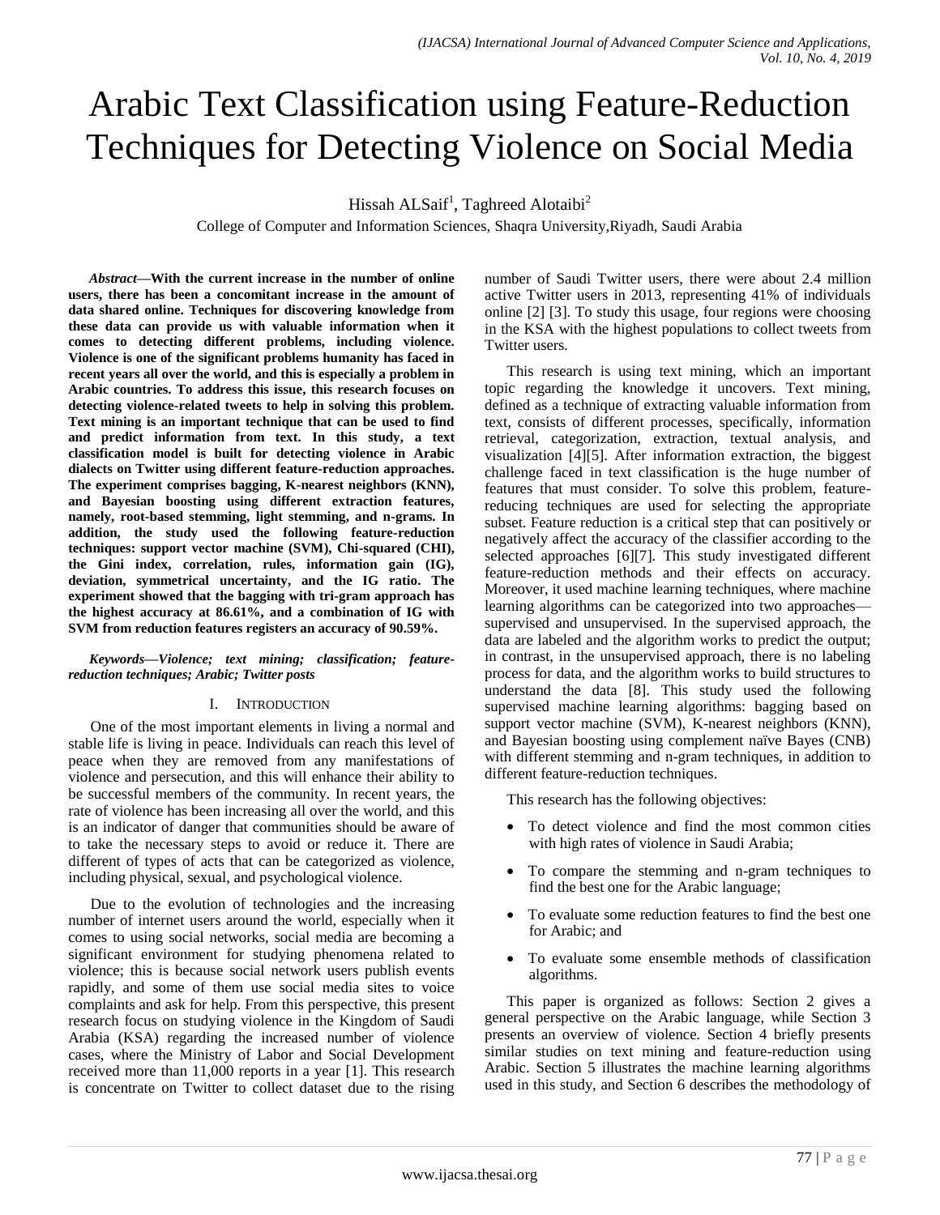# Arabic Text Classification using Feature-Reduction Techniques for Detecting Violence on Social Media

Hissah ALSaif[1], Taghreed Alotaibi[2]

College of Computer and Information Sciences, Shaqra University,Riyadh, Saudi Arabia

***Abstract*—With the current increase in the number of online users, there has been a concomitant increase in the amount of data shared online. Techniques for discovering knowledge from these data can provide us with valuable information when it comes to detecting different problems, including violence. Violence is one of the significant problems humanity has faced in recent years all over the world, and this is especially a problem in Arabic countries. To address this issue, this research focuses on detecting violence-related tweets to help in solving this problem. Text mining is an important technique that can be used to find and predict information from text. In this study, a text classification model is built for detecting violence in Arabic dialects on Twitter using different feature-reduction approaches. The experiment comprises bagging, K-nearest neighbors (KNN), and Bayesian boosting using different extraction features, namely, root-based stemming, light stemming, and n-grams. In addition, the study used the following feature-reduction techniques: support vector machine (SVM), Chi-squared (CHI), the Gini index, correlation, rules, information gain (IG), deviation, symmetrical uncertainty, and the IG ratio. The experiment showed that the bagging with tri-gram approach has the highest accuracy at 86.61%, and a combination of IG with SVM from reduction features registers an accuracy of 90.59%.**

***Keywords*—Violence; text mining; classification; feature-reduction techniques; Arabic; Twitter posts**

## I. Introduction

One of the most important elements in living a normal and stable life is living in peace. Individuals can reach this level of peace when they are removed from any manifestations of violence and persecution, and this will enhance their ability to be successful members of the community. In recent years, the rate of violence has been increasing all over the world, and this is an indicator of danger that communities should be aware of to take the necessary steps to avoid or reduce it. There are different of types of acts that can be categorized as violence, including physical, sexual, and psychological violence.

Due to the evolution of technologies and the increasing number of internet users around the world, especially when it comes to using social networks, social media are becoming a significant environment for studying phenomena related to violence; this is because social network users publish events rapidly, and some of them use social media sites to voice complaints and ask for help. From this perspective, this present research focus on studying violence in the Kingdom of Saudi Arabia (KSA) regarding the increased number of violence cases, where the Ministry of Labor and Social Development received more than 11,000 reports in a year [1]. This research is concentrate on Twitter to collect dataset due to the rising number of Saudi Twitter users, there were about 2.4 million active Twitter users in 2013, representing 41% of individuals online [2] [3]. To study this usage, four regions were choosing in the KSA with the highest populations to collect tweets from Twitter users.

This research is using text mining, which an important topic regarding the knowledge it uncovers. Text mining, defined as a technique of extracting valuable information from text, consists of different processes, specifically, information retrieval, categorization, extraction, textual analysis, and visualization [4][5]. After information extraction, the biggest challenge faced in text classification is the huge number of features that must consider. To solve this problem, feature-reducing techniques are used for selecting the appropriate subset. Feature reduction is a critical step that can positively or negatively affect the accuracy of the classifier according to the selected approaches [6][7]. This study investigated different feature-reduction methods and their effects on accuracy. Moreover, it used machine learning techniques, where machine learning algorithms can be categorized into two approaches—supervised and unsupervised. In the supervised approach, the data are labeled and the algorithm works to predict the output; in contrast, in the unsupervised approach, there is no labeling process for data, and the algorithm works to build structures to understand the data [8]. This study used the following supervised machine learning algorithms: bagging based on support vector machine (SVM), K-nearest neighbors (KNN), and Bayesian boosting using complement naïve Bayes (CNB) with different stemming and n-gram techniques, in addition to different feature-reduction techniques.

This research has the following objectives:

- To detect violence and find the most common cities with high rates of violence in Saudi Arabia;
- To compare the stemming and n-gram techniques to find the best one for the Arabic language;
- To evaluate some reduction features to find the best one for Arabic; and
- To evaluate some ensemble methods of classification algorithms.

This paper is organized as follows: Section 2 gives a general perspective on the Arabic language, while Section 3 presents an overview of violence. Section 4 briefly presents similar studies on text mining and feature-reduction using Arabic. Section 5 illustrates the machine learning algorithms used in this study, and Section 6 describes the methodology of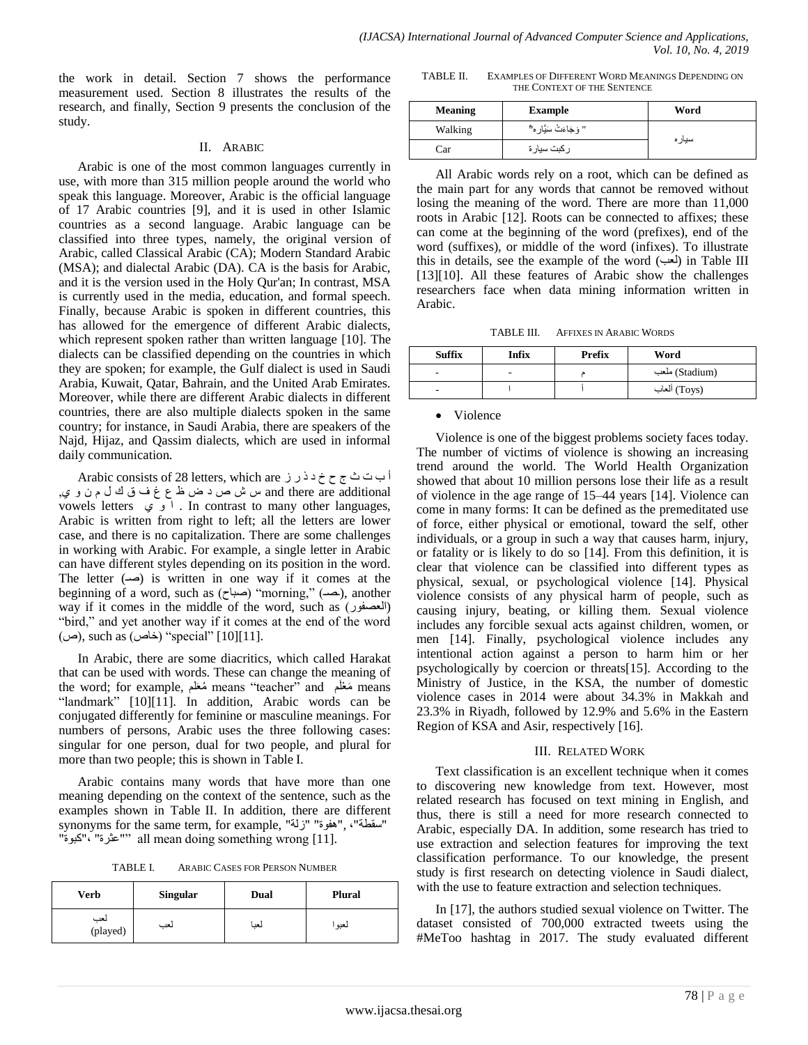the work in detail. Section 7 shows the performance measurement used. Section 8 illustrates the results of the research, and finally, Section 9 presents the conclusion of the study.

## II. Arabic

Arabic is one of the most common languages currently in use, with more than 315 million people around the world who speak this language. Moreover, Arabic is the official language of 17 Arabic countries [9], and it is used in other Islamic countries as a second language. Arabic language can be classified into three types, namely, the original version of Arabic, called Classical Arabic (CA); Modern Standard Arabic (MSA); and dialectal Arabic (DA). CA is the basis for Arabic, and it is the version used in the Holy Qur'an; In contrast, MSA is currently used in the media, education, and formal speech. Finally, because Arabic is spoken in different countries, this has allowed for the emergence of different Arabic dialects, which represent spoken rather than written language [10]. The dialects can be classified depending on the countries in which they are spoken; for example, the Gulf dialect is used in Saudi Arabia, Kuwait, Qatar, Bahrain, and the United Arab Emirates. Moreover, while there are different Arabic dialects in different countries, there are also multiple dialects spoken in the same country; for instance, in Saudi Arabia, there are speakers of the Najd, Hijaz, and Qassim dialects, which are used in informal daily communication.

Arabic consists of 28 letters, which are أ ب ت ث ج ح خ د ذ ر ز س ش ص د ض ظ ع غ ف ق ك ل م ن و ي, and there are additional vowels letters ا و ي . In contrast to many other languages, Arabic is written from right to left; all the letters are lower case, and there is no capitalization. There are some challenges in working with Arabic. For example, a single letter in Arabic can have different styles depending on its position in the word. The letter (صـ) is written in one way if it comes at the beginning of a word, such as (صباح) "morning," (ـصـ), another way if it comes in the middle of the word, such as (العصفور) "bird," and yet another way if it comes at the end of the word (ص), such as (خاص) "special" [10][11].

In Arabic, there are some diacritics, which called Harakat that can be used with words. These can change the meaning of the word; for example, مُعلم means "teacher" and مَعْلم means "landmark" [10][11]. In addition, Arabic words can be conjugated differently for feminine or masculine meanings. For numbers of persons, Arabic uses the three following cases: singular for one person, dual for two people, and plural for more than two people; this is shown in Table I.

Arabic contains many words that have more than one meaning depending on the context of the sentence, such as the examples shown in Table II. In addition, there are different synonyms for the same term, for example, "سقطة"، "هفوة" "زلة" "كبوة"، "عثرة"" all mean doing something wrong [11].

TABLE I. Arabic Cases for Person Number

| Verb | Singular | Dual | Plural |
|---|---|---|---|
| لعب (played) | لعب | لعبا | لعبوا |

TABLE II. Examples of Different Word Meanings Depending on the Context of the Sentence

| Meaning | Example | Word |
|---|---|---|
| Walking | " وَجَاءَتْ سَيَّارَه " | سياره |
| Car | ركبت سيارة | |

All Arabic words rely on a root, which can be defined as the main part for any words that cannot be removed without losing the meaning of the word. There are more than 11,000 roots in Arabic [12]. Roots can be connected to affixes; these can come at the beginning of the word (prefixes), end of the word (suffixes), or middle of the word (infixes). To illustrate this in details, see the example of the word (لعب) in Table III [13][10]. All these features of Arabic show the challenges researchers face when data mining information written in Arabic.

TABLE III. Affixes in Arabic Words

| Suffix | Infix | Prefix | Word |
|---|---|---|---|
| - | - | م | ملعب (Stadium) |
| - | ا | أ | ألعاب (Toys) |

- Violence

Violence is one of the biggest problems society faces today. The number of victims of violence is showing an increasing trend around the world. The World Health Organization showed that about 10 million persons lose their life as a result of violence in the age range of 15–44 years [14]. Violence can come in many forms: It can be defined as the premeditated use of force, either physical or emotional, toward the self, other individuals, or a group in such a way that causes harm, injury, or fatality or is likely to do so [14]. From this definition, it is clear that violence can be classified into different types as physical, sexual, or psychological violence [14]. Physical violence consists of any physical harm of people, such as causing injury, beating, or killing them. Sexual violence includes any forcible sexual acts against children, women, or men [14]. Finally, psychological violence includes any intentional action against a person to harm him or her psychologically by coercion or threats[15]. According to the Ministry of Justice, in the KSA, the number of domestic violence cases in 2014 were about 34.3% in Makkah and 23.3% in Riyadh, followed by 12.9% and 5.6% in the Eastern Region of KSA and Asir, respectively [16].

## III. Related Work

Text classification is an excellent technique when it comes to discovering new knowledge from text. However, most related research has focused on text mining in English, and thus, there is still a need for more research connected to Arabic, especially DA. In addition, some research has tried to use extraction and selection features for improving the text classification performance. To our knowledge, the present study is first research on detecting violence in Saudi dialect, with the use to feature extraction and selection techniques.

In [17], the authors studied sexual violence on Twitter. The dataset consisted of 700,000 extracted tweets using the #MeToo hashtag in 2017. The study evaluated different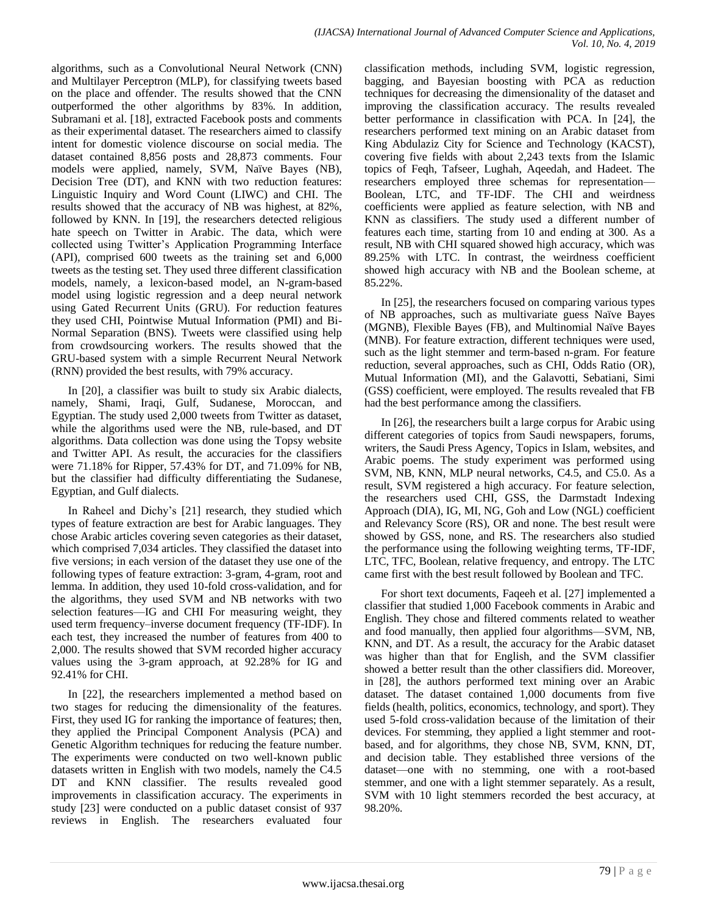algorithms, such as a Convolutional Neural Network (CNN) and Multilayer Perceptron (MLP), for classifying tweets based on the place and offender. The results showed that the CNN outperformed the other algorithms by 83%. In addition, Subramani et al. [18], extracted Facebook posts and comments as their experimental dataset. The researchers aimed to classify intent for domestic violence discourse on social media. The dataset contained 8,856 posts and 28,873 comments. Four models were applied, namely, SVM, Naïve Bayes (NB), Decision Tree (DT), and KNN with two reduction features: Linguistic Inquiry and Word Count (LIWC) and CHI. The results showed that the accuracy of NB was highest, at 82%, followed by KNN. In [19], the researchers detected religious hate speech on Twitter in Arabic. The data, which were collected using Twitter's Application Programming Interface (API), comprised 600 tweets as the training set and 6,000 tweets as the testing set. They used three different classification models, namely, a lexicon-based model, an N-gram-based model using logistic regression and a deep neural network using Gated Recurrent Units (GRU). For reduction features they used CHI, Pointwise Mutual Information (PMI) and Bi-Normal Separation (BNS). Tweets were classified using help from crowdsourcing workers. The results showed that the GRU-based system with a simple Recurrent Neural Network (RNN) provided the best results, with 79% accuracy.

In [20], a classifier was built to study six Arabic dialects, namely, Shami, Iraqi, Gulf, Sudanese, Moroccan, and Egyptian. The study used 2,000 tweets from Twitter as dataset, while the algorithms used were the NB, rule-based, and DT algorithms. Data collection was done using the Topsy website and Twitter API. As result, the accuracies for the classifiers were 71.18% for Ripper, 57.43% for DT, and 71.09% for NB, but the classifier had difficulty differentiating the Sudanese, Egyptian, and Gulf dialects.

In Raheel and Dichy's [21] research, they studied which types of feature extraction are best for Arabic languages. They chose Arabic articles covering seven categories as their dataset, which comprised 7,034 articles. They classified the dataset into five versions; in each version of the dataset they use one of the following types of feature extraction: 3-gram, 4-gram, root and lemma. In addition, they used 10-fold cross-validation, and for the algorithms, they used SVM and NB networks with two selection features—IG and CHI For measuring weight, they used term frequency–inverse document frequency (TF-IDF). In each test, they increased the number of features from 400 to 2,000. The results showed that SVM recorded higher accuracy values using the 3-gram approach, at 92.28% for IG and 92.41% for CHI.

In [22], the researchers implemented a method based on two stages for reducing the dimensionality of the features. First, they used IG for ranking the importance of features; then, they applied the Principal Component Analysis (PCA) and Genetic Algorithm techniques for reducing the feature number. The experiments were conducted on two well-known public datasets written in English with two models, namely the C4.5 DT and KNN classifier. The results revealed good improvements in classification accuracy. The experiments in study [23] were conducted on a public dataset consist of 937 reviews in English. The researchers evaluated four classification methods, including SVM, logistic regression, bagging, and Bayesian boosting with PCA as reduction techniques for decreasing the dimensionality of the dataset and improving the classification accuracy. The results revealed better performance in classification with PCA. In [24], the researchers performed text mining on an Arabic dataset from King Abdulaziz City for Science and Technology (KACST), covering five fields with about 2,243 texts from the Islamic topics of Feqh, Tafseer, Lughah, Aqeedah, and Hadeet. The researchers employed three schemas for representation—Boolean, LTC, and TF-IDF. The CHI and weirdness coefficients were applied as feature selection, with NB and KNN as classifiers. The study used a different number of features each time, starting from 10 and ending at 300. As a result, NB with CHI squared showed high accuracy, which was 89.25% with LTC. In contrast, the weirdness coefficient showed high accuracy with NB and the Boolean scheme, at 85.22%.

In [25], the researchers focused on comparing various types of NB approaches, such as multivariate guess Naïve Bayes (MGNB), Flexible Bayes (FB), and Multinomial Naïve Bayes (MNB). For feature extraction, different techniques were used, such as the light stemmer and term-based n-gram. For feature reduction, several approaches, such as CHI, Odds Ratio (OR), Mutual Information (MI), and the Galavotti, Sebatiani, Simi (GSS) coefficient, were employed. The results revealed that FB had the best performance among the classifiers.

In [26], the researchers built a large corpus for Arabic using different categories of topics from Saudi newspapers, forums, writers, the Saudi Press Agency, Topics in Islam, websites, and Arabic poems. The study experiment was performed using SVM, NB, KNN, MLP neural networks, C4.5, and C5.0. As a result, SVM registered a high accuracy. For feature selection, the researchers used CHI, GSS, the Darmstadt Indexing Approach (DIA), IG, MI, NG, Goh and Low (NGL) coefficient and Relevancy Score (RS), OR and none. The best result were showed by GSS, none, and RS. The researchers also studied the performance using the following weighting terms, TF-IDF, LTC, TFC, Boolean, relative frequency, and entropy. The LTC came first with the best result followed by Boolean and TFC.

For short text documents, Faqeeh et al. [27] implemented a classifier that studied 1,000 Facebook comments in Arabic and English. They chose and filtered comments related to weather and food manually, then applied four algorithms—SVM, NB, KNN, and DT. As a result, the accuracy for the Arabic dataset was higher than that for English, and the SVM classifier showed a better result than the other classifiers did. Moreover, in [28], the authors performed text mining over an Arabic dataset. The dataset contained 1,000 documents from five fields (health, politics, economics, technology, and sport). They used 5-fold cross-validation because of the limitation of their devices. For stemming, they applied a light stemmer and root-based, and for algorithms, they chose NB, SVM, KNN, DT, and decision table. They established three versions of the dataset—one with no stemming, one with a root-based stemmer, and one with a light stemmer separately. As a result, SVM with 10 light stemmers recorded the best accuracy, at 98.20%.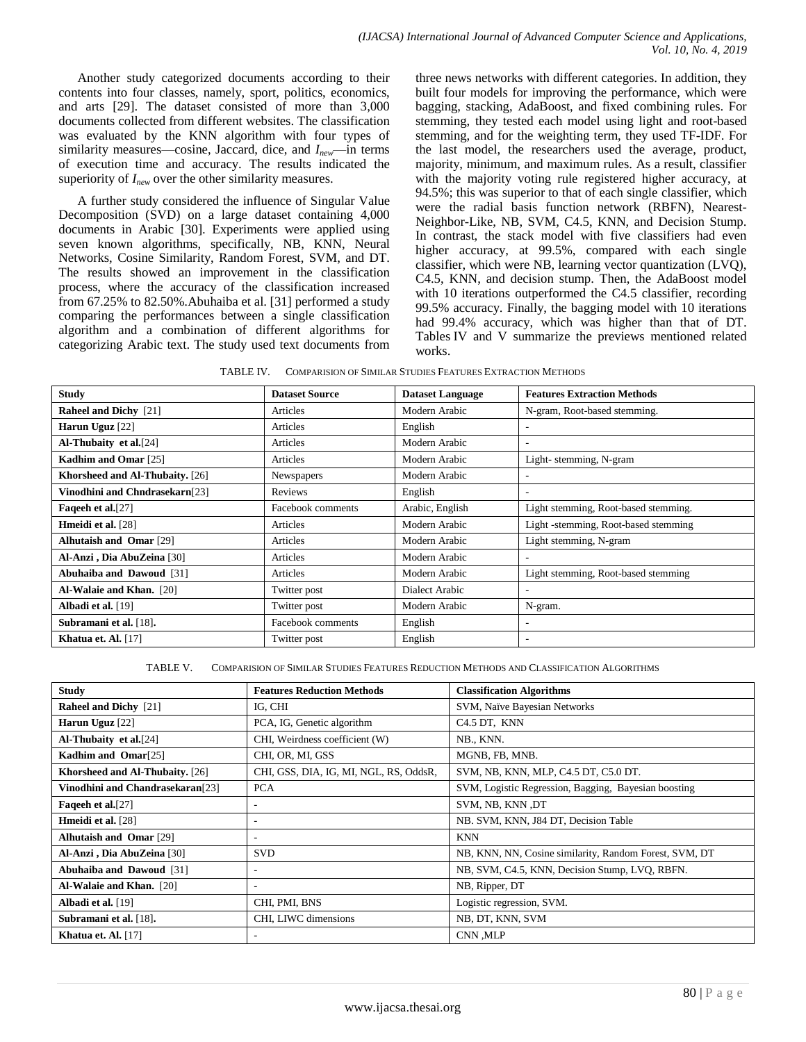Another study categorized documents according to their contents into four classes, namely, sport, politics, economics, and arts [29]. The dataset consisted of more than 3,000 documents collected from different websites. The classification was evaluated by the KNN algorithm with four types of similarity measures—cosine, Jaccard, dice, and $I_{new}$—in terms of execution time and accuracy. The results indicated the superiority of $I_{new}$ over the other similarity measures.

A further study considered the influence of Singular Value Decomposition (SVD) on a large dataset containing 4,000 documents in Arabic [30]. Experiments were applied using seven known algorithms, specifically, NB, KNN, Neural Networks, Cosine Similarity, Random Forest, SVM, and DT. The results showed an improvement in the classification process, where the accuracy of the classification increased from 67.25% to 82.50%.Abuhaiba et al. [31] performed a study comparing the performances between a single classification algorithm and a combination of different algorithms for categorizing Arabic text. The study used text documents from three news networks with different categories. In addition, they built four models for improving the performance, which were bagging, stacking, AdaBoost, and fixed combining rules. For stemming, they tested each model using light and root-based stemming, and for the weighting term, they used TF-IDF. For the last model, the researchers used the average, product, majority, minimum, and maximum rules. As a result, classifier with the majority voting rule registered higher accuracy, at 94.5%; this was superior to that of each single classifier, which were the radial basis function network (RBFN), Nearest-Neighbor-Like, NB, SVM, C4.5, KNN, and Decision Stump. In contrast, the stack model with five classifiers had even higher accuracy, at 99.5%, compared with each single classifier, which were NB, learning vector quantization (LVQ), C4.5, KNN, and decision stump. Then, the AdaBoost model with 10 iterations outperformed the C4.5 classifier, recording 99.5% accuracy. Finally, the bagging model with 10 iterations had 99.4% accuracy, which was higher than that of DT. Tables IV and V summarize the previews mentioned related works.

TABLE IV. COMPARISION OF SIMILAR STUDIES FEATURES EXTRACTION METHODS

| Study | Dataset Source | Dataset Language | Features Extraction Methods |
|---|---|---|---|
| **Raheel and Dichy** [21] | Articles | Modern Arabic | N-gram, Root-based stemming. |
| **Harun Uguz** [22] | Articles | English | - |
| **Al-Thubaity et al.**[24] | Articles | Modern Arabic | - |
| **Kadhim and Omar** [25] | Articles | Modern Arabic | Light- stemming, N-gram |
| **Khorsheed and Al-Thubaity.** [26] | Newspapers | Modern Arabic | - |
| **Vinodhini and Chndrasekarn**[23] | Reviews | English | - |
| **Faqeeh et al.**[27] | Facebook comments | Arabic, English | Light stemming, Root-based stemming. |
| **Hmeidi et al.** [28] | Articles | Modern Arabic | Light -stemming, Root-based stemming |
| **Alhutaish and Omar** [29] | Articles | Modern Arabic | Light stemming, N-gram |
| **Al-Anzi , Dia AbuZeina** [30] | Articles | Modern Arabic | - |
| **Abuhaiba and Dawoud** [31] | Articles | Modern Arabic | Light stemming, Root-based stemming |
| **Al-Walaie and Khan.** [20] | Twitter post | Dialect Arabic | - |
| **Albadi et al.** [19] | Twitter post | Modern Arabic | N-gram. |
| **Subramani et al.** [18]. | Facebook comments | English | - |
| **Khatua et. Al.** [17] | Twitter post | English | - |

TABLE V. COMPARISION OF SIMILAR STUDIES FEATURES REDUCTION METHODS AND CLASSIFICATION ALGORITHMS

| Study | Features Reduction Methods | Classification Algorithms |
|---|---|---|
| **Raheel and Dichy** [21] | IG, CHI | SVM, Naïve Bayesian Networks |
| **Harun Uguz** [22] | PCA, IG, Genetic algorithm | C4.5 DT, KNN |
| **Al-Thubaity et al.**[24] | CHI, Weirdness coefficient (W) | NB., KNN. |
| **Kadhim and Omar**[25] | CHI, OR, MI, GSS | MGNB, FB, MNB. |
| **Khorsheed and Al-Thubaity.** [26] | CHI, GSS, DIA, IG, MI, NGL, RS, OddsR, | SVM, NB, KNN, MLP, C4.5 DT, C5.0 DT. |
| **Vinodhini and Chandrasekaran**[23] | PCA | SVM, Logistic Regression, Bagging, Bayesian boosting |
| **Faqeeh et al.**[27] | - | SVM, NB, KNN ,DT |
| **Hmeidi et al.** [28] | - | NB. SVM, KNN, J84 DT, Decision Table |
| **Alhutaish and Omar** [29] | - | KNN |
| **Al-Anzi , Dia AbuZeina** [30] | SVD | NB, KNN, NN, Cosine similarity, Random Forest, SVM, DT |
| **Abuhaiba and Dawoud** [31] | - | NB, SVM, C4.5, KNN, Decision Stump, LVQ, RBFN. |
| **Al-Walaie and Khan.** [20] | - | NB, Ripper, DT |
| **Albadi et al.** [19] | CHI, PMI, BNS | Logistic regression, SVM. |
| **Subramani et al.** [18]. | CHI, LIWC dimensions | NB, DT, KNN, SVM |
| **Khatua et. Al.** [17] | - | CNN ,MLP |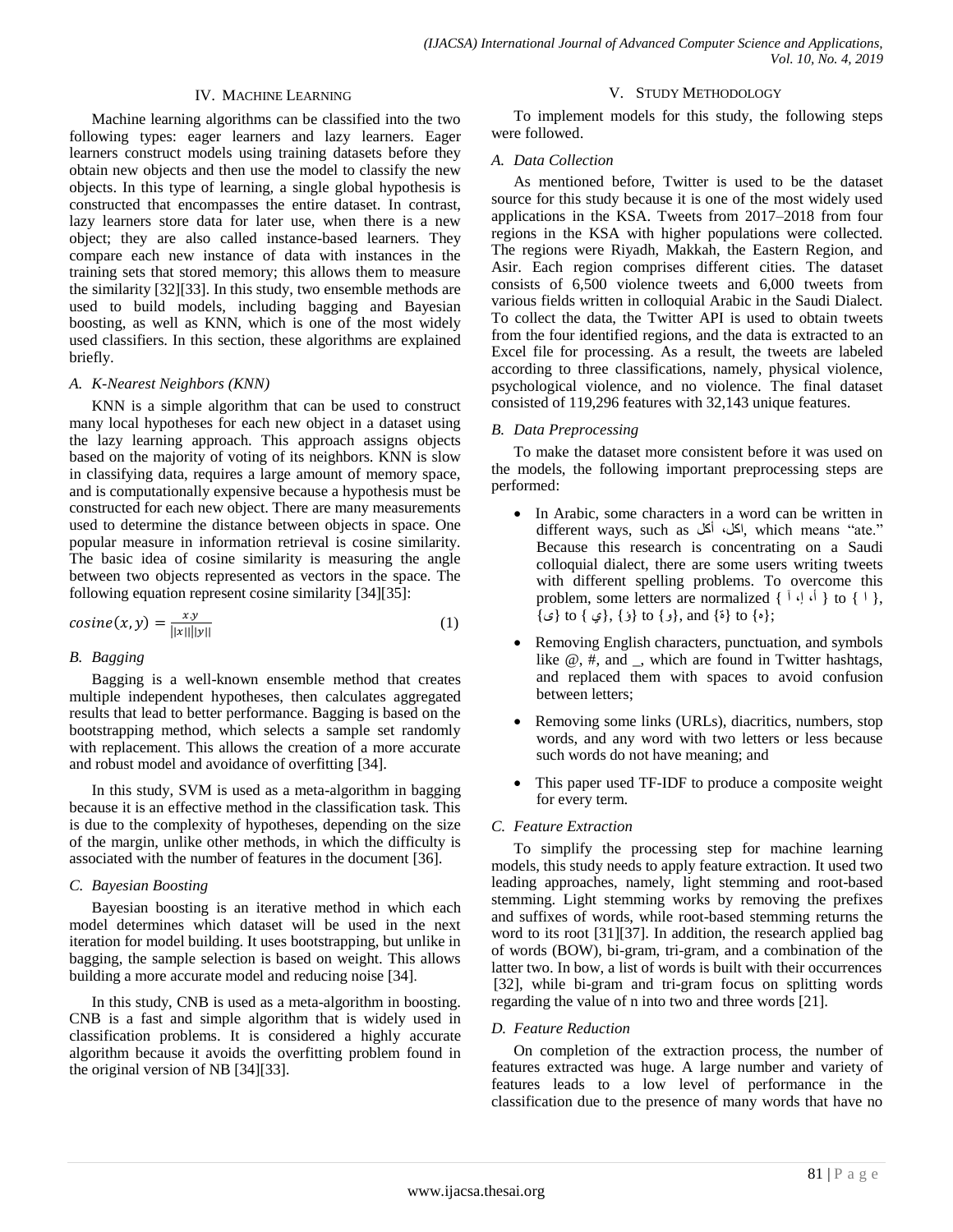## IV. Machine Learning

Machine learning algorithms can be classified into the two following types: eager learners and lazy learners. Eager learners construct models using training datasets before they obtain new objects and then use the model to classify the new objects. In this type of learning, a single global hypothesis is constructed that encompasses the entire dataset. In contrast, lazy learners store data for later use, when there is a new object; they are also called instance-based learners. They compare each new instance of data with instances in the training sets that stored memory; this allows them to measure the similarity [32][33]. In this study, two ensemble methods are used to build models, including bagging and Bayesian boosting, as well as KNN, which is one of the most widely used classifiers. In this section, these algorithms are explained briefly.

### A. K-Nearest Neighbors (KNN)

KNN is a simple algorithm that can be used to construct many local hypotheses for each new object in a dataset using the lazy learning approach. This approach assigns objects based on the majority of voting of its neighbors. KNN is slow in classifying data, requires a large amount of memory space, and is computationally expensive because a hypothesis must be constructed for each new object. There are many measurements used to determine the distance between objects in space. One popular measure in information retrieval is cosine similarity. The basic idea of cosine similarity is measuring the angle between two objects represented as vectors in the space. The following equation represent cosine similarity [34][35]:

$$cosine(x, y) = \frac{x.y}{||x||||y||} \tag{1}$$

### B. Bagging

Bagging is a well-known ensemble method that creates multiple independent hypotheses, then calculates aggregated results that lead to better performance. Bagging is based on the bootstrapping method, which selects a sample set randomly with replacement. This allows the creation of a more accurate and robust model and avoidance of overfitting [34].

In this study, SVM is used as a meta-algorithm in bagging because it is an effective method in the classification task. This is due to the complexity of hypotheses, depending on the size of the margin, unlike other methods, in which the difficulty is associated with the number of features in the document [36].

### C. Bayesian Boosting

Bayesian boosting is an iterative method in which each model determines which dataset will be used in the next iteration for model building. It uses bootstrapping, but unlike in bagging, the sample selection is based on weight. This allows building a more accurate model and reducing noise [34].

In this study, CNB is used as a meta-algorithm in boosting. CNB is a fast and simple algorithm that is widely used in classification problems. It is considered a highly accurate algorithm because it avoids the overfitting problem found in the original version of NB [34][33].

## V. Study Methodology

To implement models for this study, the following steps were followed.

### A. Data Collection

As mentioned before, Twitter is used to be the dataset source for this study because it is one of the most widely used applications in the KSA. Tweets from 2017–2018 from four regions in the KSA with higher populations were collected. The regions were Riyadh, Makkah, the Eastern Region, and Asir. Each region comprises different cities. The dataset consists of 6,500 violence tweets and 6,000 tweets from various fields written in colloquial Arabic in the Saudi Dialect. To collect the data, the Twitter API is used to obtain tweets from the four identified regions, and the data is extracted to an Excel file for processing. As a result, the tweets are labeled according to three classifications, namely, physical violence, psychological violence, and no violence. The final dataset consisted of 119,296 features with 32,143 unique features.

### B. Data Preprocessing

To make the dataset more consistent before it was used on the models, the following important preprocessing steps are performed:

- In Arabic, some characters in a word can be written in different ways, such as اكل، أكل, which means "ate." Because this research is concentrating on a Saudi colloquial dialect, there are some users writing tweets with different spelling problems. To overcome this problem, some letters are normalized { أ ، إ ، آ } to { ا }, {ى} to { ي}, {ؤ} to {و}, and {ة} to {ه};
- Removing English characters, punctuation, and symbols like @, #, and _, which are found in Twitter hashtags, and replaced them with spaces to avoid confusion between letters;
- Removing some links (URLs), diacritics, numbers, stop words, and any word with two letters or less because such words do not have meaning; and
- This paper used TF-IDF to produce a composite weight for every term.

### C. Feature Extraction

To simplify the processing step for machine learning models, this study needs to apply feature extraction. It used two leading approaches, namely, light stemming and root-based stemming. Light stemming works by removing the prefixes and suffixes of words, while root-based stemming returns the word to its root [31][37]. In addition, the research applied bag of words (BOW), bi-gram, tri-gram, and a combination of the latter two. In bow, a list of words is built with their occurrences [32], while bi-gram and tri-gram focus on splitting words regarding the value of n into two and three words [21].

### D. Feature Reduction

On completion of the extraction process, the number of features extracted was huge. A large number and variety of features leads to a low level of performance in the classification due to the presence of many words that have no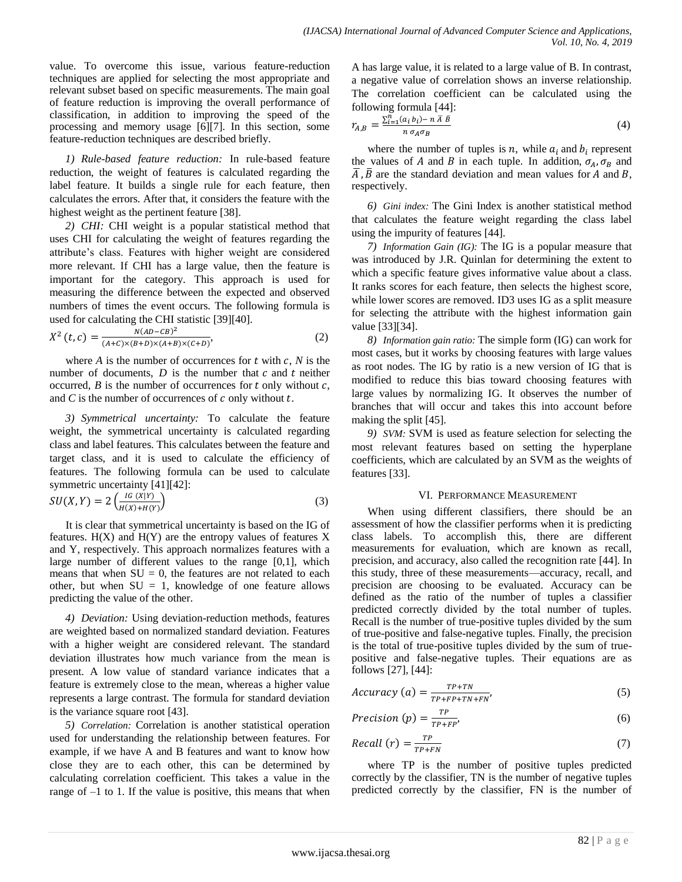value. To overcome this issue, various feature-reduction techniques are applied for selecting the most appropriate and relevant subset based on specific measurements. The main goal of feature reduction is improving the overall performance of classification, in addition to improving the speed of the processing and memory usage [6][7]. In this section, some feature-reduction techniques are described briefly.

*1) Rule-based feature reduction:* In rule-based feature reduction, the weight of features is calculated regarding the label feature. It builds a single rule for each feature, then calculates the errors. After that, it considers the feature with the highest weight as the pertinent feature [38].

*2) CHI:* CHI weight is a popular statistical method that uses CHI for calculating the weight of features regarding the attribute's class. Features with higher weight are considered more relevant. If CHI has a large value, then the feature is important for the category. This approach is used for measuring the difference between the expected and observed numbers of times the event occurs. The following formula is used for calculating the CHI statistic [39][40].

$$X^2\,(t,c) = \frac{N(AD-CB)^2}{(A+C)\times(B+D)\times(A+B)\times(C+D)}, \tag{2}$$

where $A$ is the number of occurrences for $t$ with $c$, $N$ is the number of documents, $D$ is the number that $c$ and $t$ neither occurred, $B$ is the number of occurrences for $t$ only without $c$, and $C$ is the number of occurrences of $c$ only without $t$.

*3) Symmetrical uncertainty:* To calculate the feature weight, the symmetrical uncertainty is calculated regarding class and label features. This calculates between the feature and target class, and it is used to calculate the efficiency of features. The following formula can be used to calculate symmetric uncertainty [41][42]:

$$SU(X,Y) = 2\left(\frac{IG\ (X|Y)}{H(X)+H(Y)}\right) \tag{3}$$

It is clear that symmetrical uncertainty is based on the IG of features. H(X) and H(Y) are the entropy values of features X and Y, respectively. This approach normalizes features with a large number of different values to the range [0,1], which means that when SU = 0, the features are not related to each other, but when SU = 1, knowledge of one feature allows predicting the value of the other.

*4) Deviation:* Using deviation-reduction methods, features are weighted based on normalized standard deviation. Features with a higher weight are considered relevant. The standard deviation illustrates how much variance from the mean is present. A low value of standard variance indicates that a feature is extremely close to the mean, whereas a higher value represents a large contrast. The formula for standard deviation is the variance square root [43].

*5) Correlation:* Correlation is another statistical operation used for understanding the relationship between features. For example, if we have A and B features and want to know how close they are to each other, this can be determined by calculating correlation coefficient. This takes a value in the range of –1 to 1. If the value is positive, this means that when A has large value, it is related to a large value of B. In contrast, a negative value of correlation shows an inverse relationship. The correlation coefficient can be calculated using the following formula [44]:

$$r_{A,B} = \frac{\sum_{i=1}^{n}(a_i\, b_i) - n\,\bar{A}\,\bar{B}}{n\,\sigma_A \sigma_B} \tag{4}$$

where the number of tuples is $n$, while $a_i$ and $b_i$ represent the values of $A$ and $B$ in each tuple. In addition, $\sigma_A, \sigma_B$ and $\bar{A}, \bar{B}$ are the standard deviation and mean values for $A$ and $B$, respectively.

*6) Gini index:* The Gini Index is another statistical method that calculates the feature weight regarding the class label using the impurity of features [44].

*7) Information Gain (IG):* The IG is a popular measure that was introduced by J.R. Quinlan for determining the extent to which a specific feature gives informative value about a class. It ranks scores for each feature, then selects the highest score, while lower scores are removed. ID3 uses IG as a split measure for selecting the attribute with the highest information gain value [33][34].

*8) Information gain ratio:* The simple form (IG) can work for most cases, but it works by choosing features with large values as root nodes. The IG by ratio is a new version of IG that is modified to reduce this bias toward choosing features with large values by normalizing IG. It observes the number of branches that will occur and takes this into account before making the split [45].

*9) SVM:* SVM is used as feature selection for selecting the most relevant features based on setting the hyperplane coefficients, which are calculated by an SVM as the weights of features [33].

## VI. Performance Measurement

When using different classifiers, there should be an assessment of how the classifier performs when it is predicting class labels. To accomplish this, there are different measurements for evaluation, which are known as recall, precision, and accuracy, also called the recognition rate [44]. In this study, three of these measurements—accuracy, recall, and precision are choosing to be evaluated. Accuracy can be defined as the ratio of the number of tuples a classifier predicted correctly divided by the total number of tuples. Recall is the number of true-positive tuples divided by the sum of true-positive and false-negative tuples. Finally, the precision is the total of true-positive tuples divided by the sum of true-positive and false-negative tuples. Their equations are as follows [27], [44]:

$$Accuracy\ (a) = \frac{TP+TN}{TP+FP+TN+FN}, \tag{5}$$

$$Precision\ (p) = \frac{TP}{TP+FP}, \tag{6}$$

$$Recall\ (r) = \frac{TP}{TP+FN} \tag{7}$$

where TP is the number of positive tuples predicted correctly by the classifier, TN is the number of negative tuples predicted correctly by the classifier, FN is the number of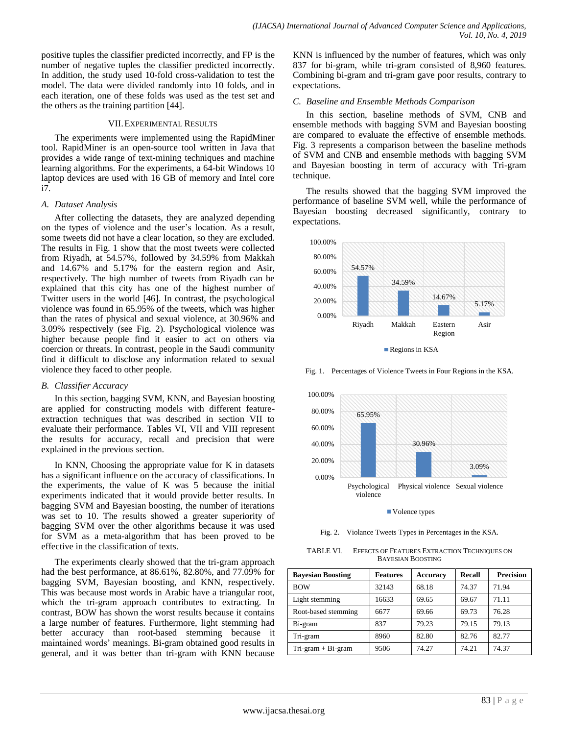positive tuples the classifier predicted incorrectly, and FP is the number of negative tuples the classifier predicted incorrectly. In addition, the study used 10-fold cross-validation to test the model. The data were divided randomly into 10 folds, and in each iteration, one of these folds was used as the test set and the others as the training partition [44].

## VII. Experimental Results

The experiments were implemented using the RapidMiner tool. RapidMiner is an open-source tool written in Java that provides a wide range of text-mining techniques and machine learning algorithms. For the experiments, a 64-bit Windows 10 laptop devices are used with 16 GB of memory and Intel core i7.

### *A. Dataset Analysis*

After collecting the datasets, they are analyzed depending on the types of violence and the user's location. As a result, some tweets did not have a clear location, so they are excluded. The results in Fig. 1 show that the most tweets were collected from Riyadh, at 54.57%, followed by 34.59% from Makkah and 14.67% and 5.17% for the eastern region and Asir, respectively. The high number of tweets from Riyadh can be explained that this city has one of the highest number of Twitter users in the world [46]. In contrast, the psychological violence was found in 65.95% of the tweets, which was higher than the rates of physical and sexual violence, at 30.96% and 3.09% respectively (see Fig. 2). Psychological violence was higher because people find it easier to act on others via coercion or threats. In contrast, people in the Saudi community find it difficult to disclose any information related to sexual violence they faced to other people.

### *B. Classifier Accuracy*

In this section, bagging SVM, KNN, and Bayesian boosting are applied for constructing models with different feature-extraction techniques that was described in section VII to evaluate their performance. Tables VI, VII and VIII represent the results for accuracy, recall and precision that were explained in the previous section.

In KNN, Choosing the appropriate value for K in datasets has a significant influence on the accuracy of classifications. In the experiments, the value of K was 5 because the initial experiments indicated that it would provide better results. In bagging SVM and Bayesian boosting, the number of iterations was set to 10. The results showed a greater superiority of bagging SVM over the other algorithms because it was used for SVM as a meta-algorithm that has been proved to be effective in the classification of texts.

The experiments clearly showed that the tri-gram approach had the best performance, at 86.61%, 82.80%, and 77.09% for bagging SVM, Bayesian boosting, and KNN, respectively. This was because most words in Arabic have a triangular root, which the tri-gram approach contributes to extracting. In contrast, BOW has shown the worst results because it contains a large number of features. Furthermore, light stemming had better accuracy than root-based stemming because it maintained words' meanings. Bi-gram obtained good results in general, and it was better than tri-gram with KNN because KNN is influenced by the number of features, which was only 837 for bi-gram, while tri-gram consisted of 8,960 features. Combining bi-gram and tri-gram gave poor results, contrary to expectations.

### *C. Baseline and Ensemble Methods Comparison*

In this section, baseline methods of SVM, CNB and ensemble methods with bagging SVM and Bayesian boosting are compared to evaluate the effective of ensemble methods. Fig. 3 represents a comparison between the baseline methods of SVM and CNB and ensemble methods with bagging SVM and Bayesian boosting in term of accuracy with Tri-gram technique.

The results showed that the bagging SVM improved the performance of baseline SVM well, while the performance of Bayesian boosting decreased significantly, contrary to expectations.

Fig. 1. Percentages of Violence Tweets in Four Regions in the KSA.

Fig. 2. Violance Tweets Types in Percentages in the KSA.

TABLE VI. Effects of Features Extraction Techniques on Bayesian Boosting

| Bayesian Boosting | Features | Accuracy | Recall | Precision |
|---|---|---|---|---|
| BOW | 32143 | 68.18 | 74.37 | 71.94 |
| Light stemming | 16633 | 69.65 | 69.67 | 71.11 |
| Root-based stemming | 6677 | 69.66 | 69.73 | 76.28 |
| Bi-gram | 837 | 79.23 | 79.15 | 79.13 |
| Tri-gram | 8960 | 82.80 | 82.76 | 82.77 |
| Tri-gram + Bi-gram | 9506 | 74.27 | 74.21 | 74.37 |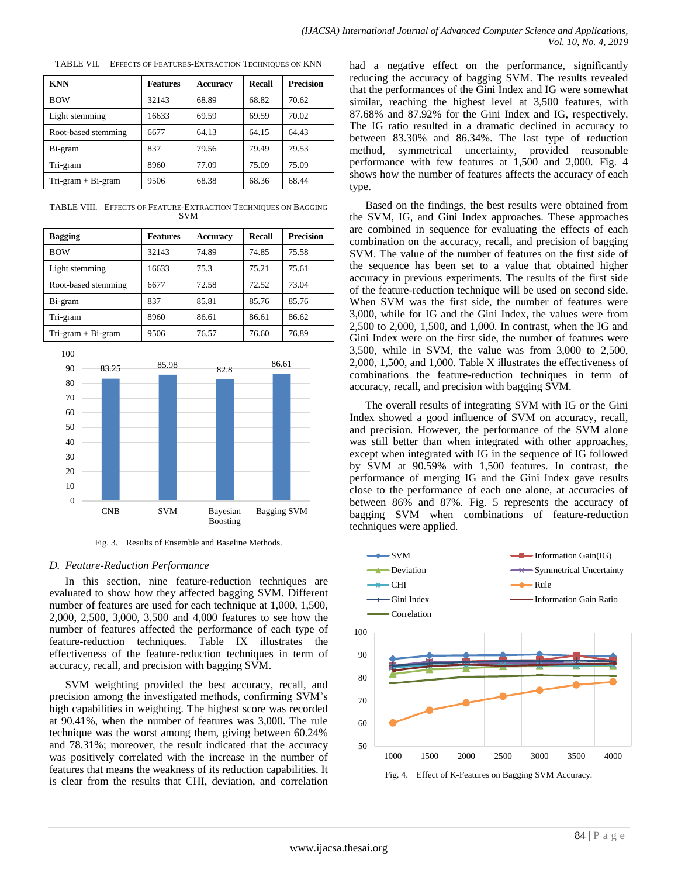TABLE VII. EFFECTS OF FEATURES-EXTRACTION TECHNIQUES ON KNN

| KNN | Features | Accuracy | Recall | Precision |
|---|---|---|---|---|
| BOW | 32143 | 68.89 | 68.82 | 70.62 |
| Light stemming | 16633 | 69.59 | 69.59 | 70.02 |
| Root-based stemming | 6677 | 64.13 | 64.15 | 64.43 |
| Bi-gram | 837 | 79.56 | 79.49 | 79.53 |
| Tri-gram | 8960 | 77.09 | 75.09 | 75.09 |
| Tri-gram + Bi-gram | 9506 | 68.38 | 68.36 | 68.44 |

TABLE VIII. EFFECTS OF FEATURE-EXTRACTION TECHNIQUES ON BAGGING SVM

| Bagging | Features | Accuracy | Recall | Precision |
|---|---|---|---|---|
| BOW | 32143 | 74.89 | 74.85 | 75.58 |
| Light stemming | 16633 | 75.3 | 75.21 | 75.61 |
| Root-based stemming | 6677 | 72.58 | 72.52 | 73.04 |
| Bi-gram | 837 | 85.81 | 85.76 | 85.76 |
| Tri-gram | 8960 | 86.61 | 86.61 | 86.62 |
| Tri-gram + Bi-gram | 9506 | 76.57 | 76.60 | 76.89 |

Fig. 3. Results of Ensemble and Baseline Methods.

## D. Feature-Reduction Performance

In this section, nine feature-reduction techniques are evaluated to show how they affected bagging SVM. Different number of features are used for each technique at 1,000, 1,500, 2,000, 2,500, 3,000, 3,500 and 4,000 features to see how the number of features affected the performance of each type of feature-reduction techniques. Table IX illustrates the effectiveness of the feature-reduction techniques in term of accuracy, recall, and precision with bagging SVM.

SVM weighting provided the best accuracy, recall, and precision among the investigated methods, confirming SVM's high capabilities in weighting. The highest score was recorded at 90.41%, when the number of features was 3,000. The rule technique was the worst among them, giving between 60.24% and 78.31%; moreover, the result indicated that the accuracy was positively correlated with the increase in the number of features that means the weakness of its reduction capabilities. It is clear from the results that CHI, deviation, and correlation had a negative effect on the performance, significantly reducing the accuracy of bagging SVM. The results revealed that the performances of the Gini Index and IG were somewhat similar, reaching the highest level at 3,500 features, with 87.68% and 87.92% for the Gini Index and IG, respectively. The IG ratio resulted in a dramatic declined in accuracy to between 83.30% and 86.34%. The last type of reduction method, symmetrical uncertainty, provided reasonable performance with few features at 1,500 and 2,000. Fig. 4 shows how the number of features affects the accuracy of each type.

Based on the findings, the best results were obtained from the SVM, IG, and Gini Index approaches. These approaches are combined in sequence for evaluating the effects of each combination on the accuracy, recall, and precision of bagging SVM. The value of the number of features on the first side of the sequence has been set to a value that obtained higher accuracy in previous experiments. The results of the first side of the feature-reduction technique will be used on second side. When SVM was the first side, the number of features were 3,000, while for IG and the Gini Index, the values were from 2,500 to 2,000, 1,500, and 1,000. In contrast, when the IG and Gini Index were on the first side, the number of features were 3,500, while in SVM, the value was from 3,000 to 2,500, 2,000, 1,500, and 1,000. Table X illustrates the effectiveness of combinations the feature-reduction techniques in term of accuracy, recall, and precision with bagging SVM.

The overall results of integrating SVM with IG or the Gini Index showed a good influence of SVM on accuracy, recall, and precision. However, the performance of the SVM alone was still better than when integrated with other approaches, except when integrated with IG in the sequence of IG followed by SVM at 90.59% with 1,500 features. In contrast, the performance of merging IG and the Gini Index gave results close to the performance of each one alone, at accuracies of between 86% and 87%. Fig. 5 represents the accuracy of bagging SVM when combinations of feature-reduction techniques were applied.

Fig. 4. Effect of K-Features on Bagging SVM Accuracy.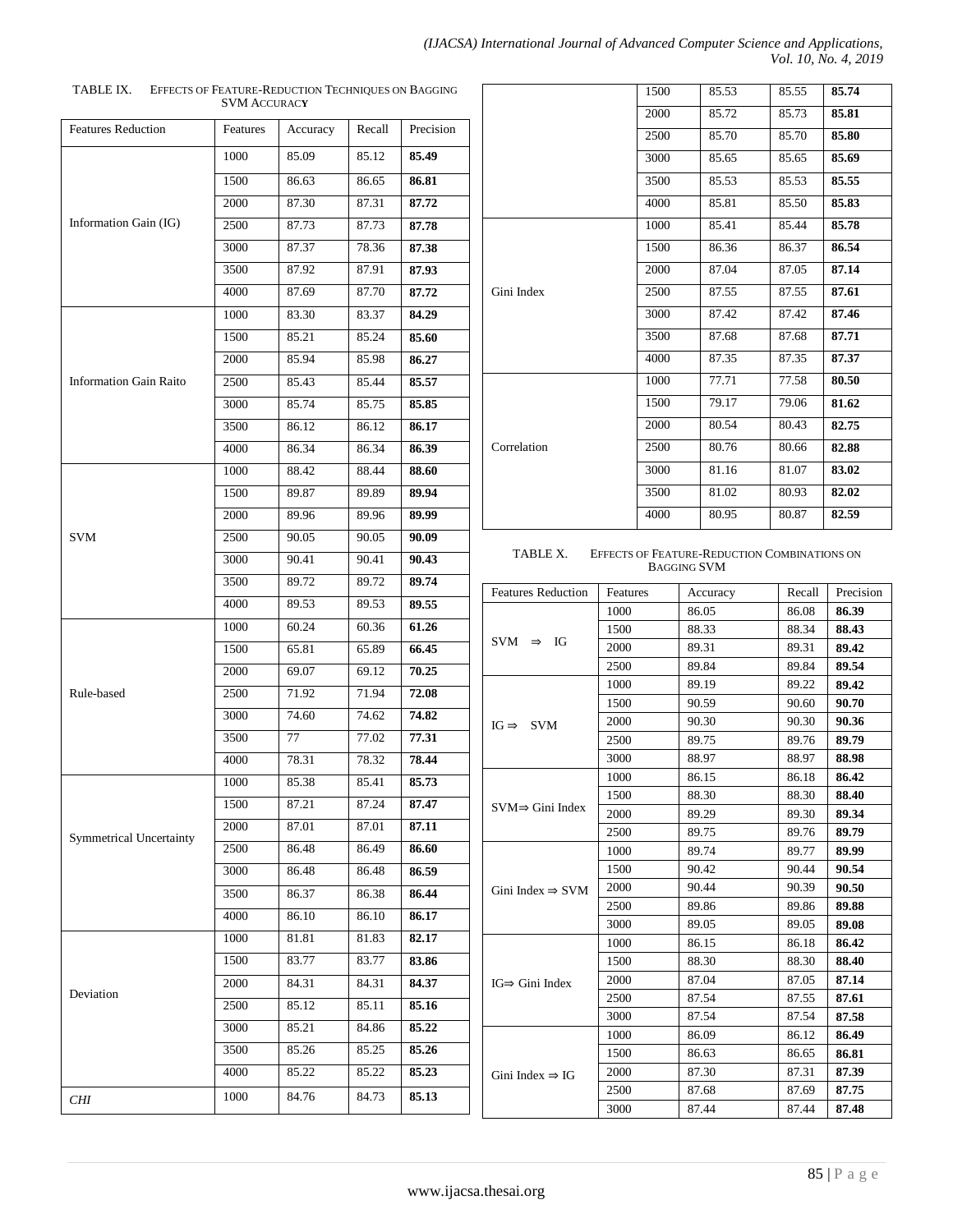TABLE IX. EFFECTS OF FEATURE-REDUCTION TECHNIQUES ON BAGGING SVM ACCURACY

| Features Reduction | Features | Accuracy | Recall | Precision |
|---|---|---|---|---|
| Information Gain (IG) | 1000 | 85.09 | 85.12 | **85.49** |
| | 1500 | 86.63 | 86.65 | **86.81** |
| | 2000 | 87.30 | 87.31 | **87.72** |
| | 2500 | 87.73 | 87.73 | **87.78** |
| | 3000 | 87.37 | 78.36 | **87.38** |
| | 3500 | 87.92 | 87.91 | **87.93** |
| | 4000 | 87.69 | 87.70 | **87.72** |
| Information Gain Raito | 1000 | 83.30 | 83.37 | **84.29** |
| | 1500 | 85.21 | 85.24 | **85.60** |
| | 2000 | 85.94 | 85.98 | **86.27** |
| | 2500 | 85.43 | 85.44 | **85.57** |
| | 3000 | 85.74 | 85.75 | **85.85** |
| | 3500 | 86.12 | 86.12 | **86.17** |
| | 4000 | 86.34 | 86.34 | **86.39** |
| SVM | 1000 | 88.42 | 88.44 | **88.60** |
| | 1500 | 89.87 | 89.89 | **89.94** |
| | 2000 | 89.96 | 89.96 | **89.99** |
| | 2500 | 90.05 | 90.05 | **90.09** |
| | 3000 | 90.41 | 90.41 | **90.43** |
| | 3500 | 89.72 | 89.72 | **89.74** |
| | 4000 | 89.53 | 89.53 | **89.55** |
| Rule-based | 1000 | 60.24 | 60.36 | **61.26** |
| | 1500 | 65.81 | 65.89 | **66.45** |
| | 2000 | 69.07 | 69.12 | **70.25** |
| | 2500 | 71.92 | 71.94 | **72.08** |
| | 3000 | 74.60 | 74.62 | **74.82** |
| | 3500 | 77 | 77.02 | **77.31** |
| | 4000 | 78.31 | 78.32 | **78.44** |
| Symmetrical Uncertainty | 1000 | 85.38 | 85.41 | **85.73** |
| | 1500 | 87.21 | 87.24 | **87.47** |
| | 2000 | 87.01 | 87.01 | **87.11** |
| | 2500 | 86.48 | 86.49 | **86.60** |
| | 3000 | 86.48 | 86.48 | **86.59** |
| | 3500 | 86.37 | 86.38 | **86.44** |
| | 4000 | 86.10 | 86.10 | **86.17** |
| Deviation | 1000 | 81.81 | 81.83 | **82.17** |
| | 1500 | 83.77 | 83.77 | **83.86** |
| | 2000 | 84.31 | 84.31 | **84.37** |
| | 2500 | 85.12 | 85.11 | **85.16** |
| | 3000 | 85.21 | 84.86 | **85.22** |
| | 3500 | 85.26 | 85.25 | **85.26** |
| | 4000 | 85.22 | 85.22 | **85.23** |
| *CHI* | 1000 | 84.76 | 84.73 | **85.13** |
| | 1500 | 85.53 | 85.55 | **85.74** |
| | 2000 | 85.72 | 85.73 | **85.81** |
| | 2500 | 85.70 | 85.70 | **85.80** |
| | 3000 | 85.65 | 85.65 | **85.69** |
| | 3500 | 85.53 | 85.53 | **85.55** |
| | 4000 | 85.81 | 85.50 | **85.83** |
| Gini Index | 1000 | 85.41 | 85.44 | **85.78** |
| | 1500 | 86.36 | 86.37 | **86.54** |
| | 2000 | 87.04 | 87.05 | **87.14** |
| | 2500 | 87.55 | 87.55 | **87.61** |
| | 3000 | 87.42 | 87.42 | **87.46** |
| | 3500 | 87.68 | 87.68 | **87.71** |
| | 4000 | 87.35 | 87.35 | **87.37** |
| Correlation | 1000 | 77.71 | 77.58 | **80.50** |
| | 1500 | 79.17 | 79.06 | **81.62** |
| | 2000 | 80.54 | 80.43 | **82.75** |
| | 2500 | 80.76 | 80.66 | **82.88** |
| | 3000 | 81.16 | 81.07 | **83.02** |
| | 3500 | 81.02 | 80.93 | **82.02** |
| | 4000 | 80.95 | 80.87 | **82.59** |

TABLE X. EFFECTS OF FEATURE-REDUCTION COMBINATIONS ON BAGGING SVM

| Features Reduction | Features | Accuracy | Recall | Precision |
|---|---|---|---|---|
| SVM ⇒ IG | 1000 | 86.05 | 86.08 | **86.39** |
| | 1500 | 88.33 | 88.34 | **88.43** |
| | 2000 | 89.31 | 89.31 | **89.42** |
| | 2500 | 89.84 | 89.84 | **89.54** |
| IG ⇒ SVM | 1000 | 89.19 | 89.22 | **89.42** |
| | 1500 | 90.59 | 90.60 | **90.70** |
| | 2000 | 90.30 | 90.30 | **90.36** |
| | 2500 | 89.75 | 89.76 | **89.79** |
| | 3000 | 88.97 | 88.97 | **88.98** |
| SVM⇒ Gini Index | 1000 | 86.15 | 86.18 | **86.42** |
| | 1500 | 88.30 | 88.30 | **88.40** |
| | 2000 | 89.29 | 89.30 | **89.34** |
| | 2500 | 89.75 | 89.76 | **89.79** |
| Gini Index ⇒ SVM | 1000 | 89.74 | 89.77 | **89.99** |
| | 1500 | 90.42 | 90.44 | **90.54** |
| | 2000 | 90.44 | 90.39 | **90.50** |
| | 2500 | 89.86 | 89.86 | **89.88** |
| | 3000 | 89.05 | 89.05 | **89.08** |
| IG⇒ Gini Index | 1000 | 86.15 | 86.18 | **86.42** |
| | 1500 | 88.30 | 88.30 | **88.40** |
| | 2000 | 87.04 | 87.05 | **87.14** |
| | 2500 | 87.54 | 87.55 | **87.61** |
| | 3000 | 87.54 | 87.54 | **87.58** |
| Gini Index ⇒ IG | 1000 | 86.09 | 86.12 | **86.49** |
| | 1500 | 86.63 | 86.65 | **86.81** |
| | 2000 | 87.30 | 87.31 | **87.39** |
| | 2500 | 87.68 | 87.69 | **87.75** |
| | 3000 | 87.44 | 87.44 | **87.48** |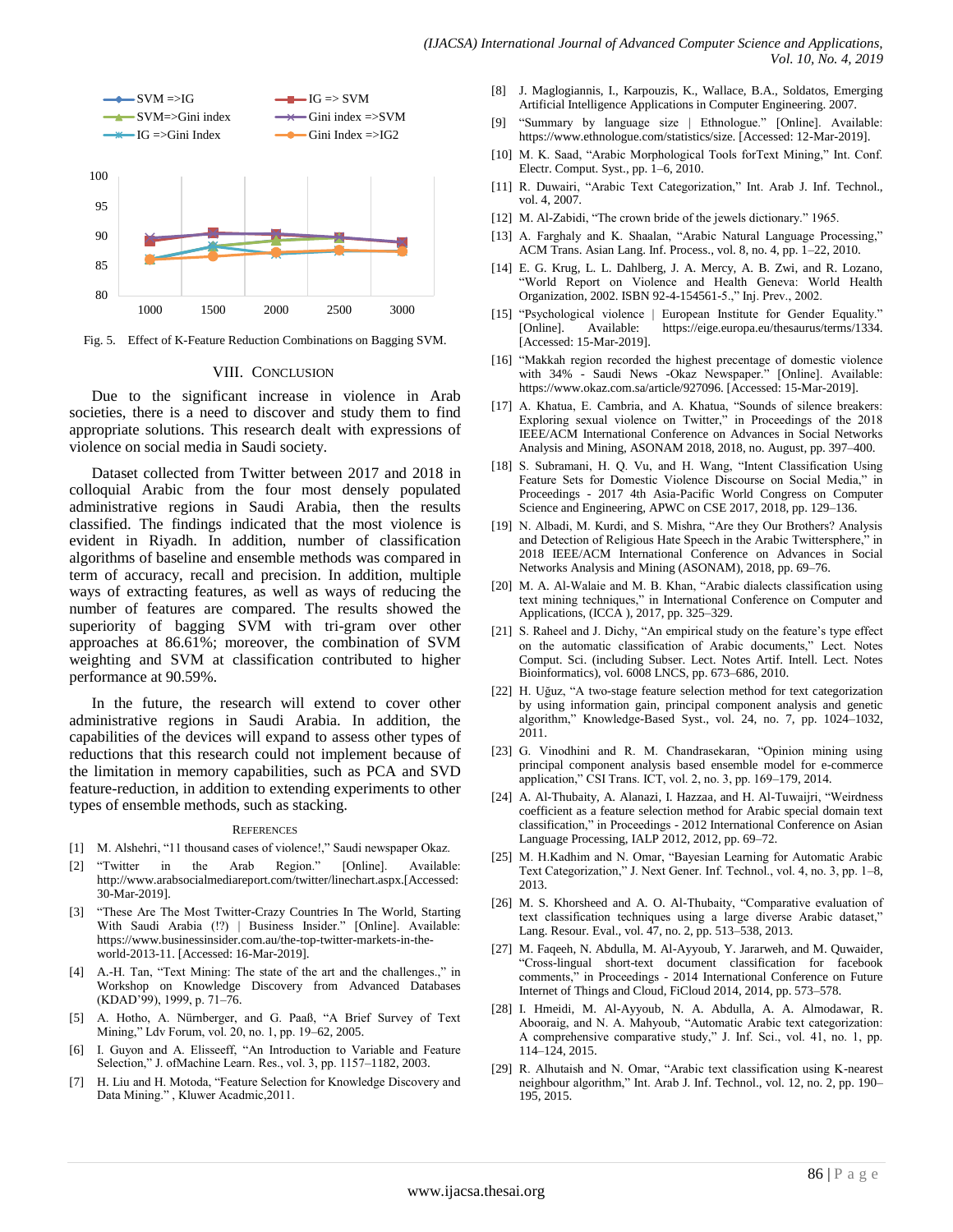Fig. 5. Effect of K-Feature Reduction Combinations on Bagging SVM.

## VIII. Conclusion

Due to the significant increase in violence in Arab societies, there is a need to discover and study them to find appropriate solutions. This research dealt with expressions of violence on social media in Saudi society.

Dataset collected from Twitter between 2017 and 2018 in colloquial Arabic from the four most densely populated administrative regions in Saudi Arabia, then the results classified. The findings indicated that the most violence is evident in Riyadh. In addition, number of classification algorithms of baseline and ensemble methods was compared in term of accuracy, recall and precision. In addition, multiple ways of extracting features, as well as ways of reducing the number of features are compared. The results showed the superiority of bagging SVM with tri-gram over other approaches at 86.61%; moreover, the combination of SVM weighting and SVM at classification contributed to higher performance at 90.59%.

In the future, the research will extend to cover other administrative regions in Saudi Arabia. In addition, the capabilities of the devices will expand to assess other types of reductions that this research could not implement because of the limitation in memory capabilities, such as PCA and SVD feature-reduction, in addition to extending experiments to other types of ensemble methods, such as stacking.

## References

[1] M. Alshehri, "11 thousand cases of violence!," Saudi newspaper Okaz.

[2] "Twitter in the Arab Region." [Online]. Available: http://www.arabsocialmediareport.com/twitter/linechart.aspx.[Accessed: 30-Mar-2019].

[3] "These Are The Most Twitter-Crazy Countries In The World, Starting With Saudi Arabia (!?) | Business Insider." [Online]. Available: https://www.businessinsider.com.au/the-top-twitter-markets-in-the-world-2013-11. [Accessed: 16-Mar-2019].

[4] A.-H. Tan, "Text Mining: The state of the art and the challenges.," in Workshop on Knowledge Discovery from Advanced Databases (KDAD'99), 1999, p. 71–76.

[5] A. Hotho, A. Nürnberger, and G. Paaß, "A Brief Survey of Text Mining," Ldv Forum, vol. 20, no. 1, pp. 19–62, 2005.

[6] I. Guyon and A. Elisseeff, "An Introduction to Variable and Feature Selection," J. ofMachine Learn. Res., vol. 3, pp. 1157–1182, 2003.

[7] H. Liu and H. Motoda, "Feature Selection for Knowledge Discovery and Data Mining." , Kluwer Acadmic,2011.

[8] J. Maglogiannis, I., Karpouzis, K., Wallace, B.A., Soldatos, Emerging Artificial Intelligence Applications in Computer Engineering. 2007.

[9] "Summary by language size | Ethnologue." [Online]. Available: https://www.ethnologue.com/statistics/size. [Accessed: 12-Mar-2019].

[10] M. K. Saad, "Arabic Morphological Tools forText Mining," Int. Conf. Electr. Comput. Syst., pp. 1–6, 2010.

[11] R. Duwairi, "Arabic Text Categorization," Int. Arab J. Inf. Technol., vol. 4, 2007.

[12] M. Al-Zabidi, "The crown bride of the jewels dictionary." 1965.

[13] A. Farghaly and K. Shaalan, "Arabic Natural Language Processing," ACM Trans. Asian Lang. Inf. Process., vol. 8, no. 4, pp. 1–22, 2010.

[14] E. G. Krug, L. L. Dahlberg, J. A. Mercy, A. B. Zwi, and R. Lozano, "World Report on Violence and Health Geneva: World Health Organization, 2002. ISBN 92-4-154561-5.," Inj. Prev., 2002.

[15] "Psychological violence | European Institute for Gender Equality." [Online]. Available: https://eige.europa.eu/thesaurus/terms/1334. [Accessed: 15-Mar-2019].

[16] "Makkah region recorded the highest precentage of domestic violence with 34% - Saudi News -Okaz Newspaper." [Online]. Available: https://www.okaz.com.sa/article/927096. [Accessed: 15-Mar-2019].

[17] A. Khatua, E. Cambria, and A. Khatua, "Sounds of silence breakers: Exploring sexual violence on Twitter," in Proceedings of the 2018 IEEE/ACM International Conference on Advances in Social Networks Analysis and Mining, ASONAM 2018, 2018, no. August, pp. 397–400.

[18] S. Subramani, H. Q. Vu, and H. Wang, "Intent Classification Using Feature Sets for Domestic Violence Discourse on Social Media," in Proceedings - 2017 4th Asia-Pacific World Congress on Computer Science and Engineering, APWC on CSE 2017, 2018, pp. 129–136.

[19] N. Albadi, M. Kurdi, and S. Mishra, "Are they Our Brothers? Analysis and Detection of Religious Hate Speech in the Arabic Twittersphere," in 2018 IEEE/ACM International Conference on Advances in Social Networks Analysis and Mining (ASONAM), 2018, pp. 69–76.

[20] M. A. Al-Walaie and M. B. Khan, "Arabic dialects classification using text mining techniques," in International Conference on Computer and Applications, (ICCA ), 2017, pp. 325–329.

[21] S. Raheel and J. Dichy, "An empirical study on the feature's type effect on the automatic classification of Arabic documents," Lect. Notes Comput. Sci. (including Subser. Lect. Notes Artif. Intell. Lect. Notes Bioinformatics), vol. 6008 LNCS, pp. 673–686, 2010.

[22] H. Uğuz, "A two-stage feature selection method for text categorization by using information gain, principal component analysis and genetic algorithm," Knowledge-Based Syst., vol. 24, no. 7, pp. 1024–1032, 2011.

[23] G. Vinodhini and R. M. Chandrasekaran, "Opinion mining using principal component analysis based ensemble model for e-commerce application," CSI Trans. ICT, vol. 2, no. 3, pp. 169–179, 2014.

[24] A. Al-Thubaity, A. Alanazi, I. Hazzaa, and H. Al-Tuwaijri, "Weirdness coefficient as a feature selection method for Arabic special domain text classification," in Proceedings - 2012 International Conference on Asian Language Processing, IALP 2012, 2012, pp. 69–72.

[25] M. H.Kadhim and N. Omar, "Bayesian Learning for Automatic Arabic Text Categorization," J. Next Gener. Inf. Technol., vol. 4, no. 3, pp. 1–8, 2013.

[26] M. S. Khorsheed and A. O. Al-Thubaity, "Comparative evaluation of text classification techniques using a large diverse Arabic dataset," Lang. Resour. Eval., vol. 47, no. 2, pp. 513–538, 2013.

[27] M. Faqeeh, N. Abdulla, M. Al-Ayyoub, Y. Jararweh, and M. Quwaider, "Cross-lingual short-text document classification for facebook comments," in Proceedings - 2014 International Conference on Future Internet of Things and Cloud, FiCloud 2014, 2014, pp. 573–578.

[28] I. Hmeidi, M. Al-Ayyoub, N. A. Abdulla, A. A. Almodawar, R. Abooraig, and N. A. Mahyoub, "Automatic Arabic text categorization: A comprehensive comparative study," J. Inf. Sci., vol. 41, no. 1, pp. 114–124, 2015.

[29] R. Alhutaish and N. Omar, "Arabic text classification using K-nearest neighbour algorithm," Int. Arab J. Inf. Technol., vol. 12, no. 2, pp. 190–195, 2015.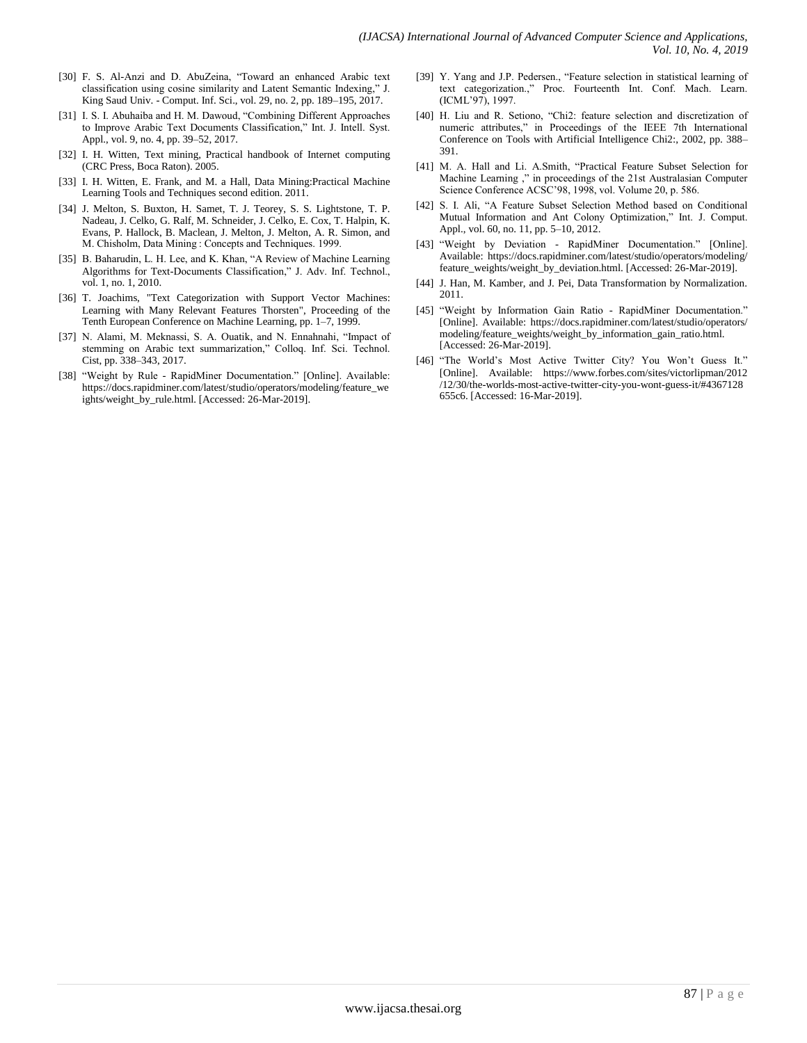[30] F. S. Al-Anzi and D. AbuZeina, "Toward an enhanced Arabic text classification using cosine similarity and Latent Semantic Indexing," J. King Saud Univ. - Comput. Inf. Sci., vol. 29, no. 2, pp. 189–195, 2017.

[31] I. S. I. Abuhaiba and H. M. Dawoud, "Combining Different Approaches to Improve Arabic Text Documents Classification," Int. J. Intell. Syst. Appl., vol. 9, no. 4, pp. 39–52, 2017.

[32] I. H. Witten, Text mining, Practical handbook of Internet computing (CRC Press, Boca Raton). 2005.

[33] I. H. Witten, E. Frank, and M. a Hall, Data Mining:Practical Machine Learning Tools and Techniques second edition. 2011.

[34] J. Melton, S. Buxton, H. Samet, T. J. Teorey, S. S. Lightstone, T. P. Nadeau, J. Celko, G. Ralf, M. Schneider, J. Celko, E. Cox, T. Halpin, K. Evans, P. Hallock, B. Maclean, J. Melton, J. Melton, A. R. Simon, and M. Chisholm, Data Mining : Concepts and Techniques. 1999.

[35] B. Baharudin, L. H. Lee, and K. Khan, "A Review of Machine Learning Algorithms for Text-Documents Classification," J. Adv. Inf. Technol., vol. 1, no. 1, 2010.

[36] T. Joachims, "Text Categorization with Support Vector Machines: Learning with Many Relevant Features Thorsten", Proceeding of the Tenth European Conference on Machine Learning, pp. 1–7, 1999.

[37] N. Alami, M. Meknassi, S. A. Ouatik, and N. Ennahnahi, "Impact of stemming on Arabic text summarization," Colloq. Inf. Sci. Technol. Cist, pp. 338–343, 2017.

[38] "Weight by Rule - RapidMiner Documentation." [Online]. Available: https://docs.rapidminer.com/latest/studio/operators/modeling/feature_weights/weight_by_rule.html. [Accessed: 26-Mar-2019].

[39] Y. Yang and J.P. Pedersen., "Feature selection in statistical learning of text categorization.," Proc. Fourteenth Int. Conf. Mach. Learn. (ICML'97), 1997.

[40] H. Liu and R. Setiono, "Chi2: feature selection and discretization of numeric attributes," in Proceedings of the IEEE 7th International Conference on Tools with Artificial Intelligence Chi2:, 2002, pp. 388–391.

[41] M. A. Hall and Li. A.Smith, "Practical Feature Subset Selection for Machine Learning ," in proceedings of the 21st Australasian Computer Science Conference ACSC'98, 1998, vol. Volume 20, p. 586.

[42] S. I. Ali, "A Feature Subset Selection Method based on Conditional Mutual Information and Ant Colony Optimization," Int. J. Comput. Appl., vol. 60, no. 11, pp. 5–10, 2012.

[43] "Weight by Deviation - RapidMiner Documentation." [Online]. Available: https://docs.rapidminer.com/latest/studio/operators/modeling/feature_weights/weight_by_deviation.html. [Accessed: 26-Mar-2019].

[44] J. Han, M. Kamber, and J. Pei, Data Transformation by Normalization. 2011.

[45] "Weight by Information Gain Ratio - RapidMiner Documentation." [Online]. Available: https://docs.rapidminer.com/latest/studio/operators/modeling/feature_weights/weight_by_information_gain_ratio.html. [Accessed: 26-Mar-2019].

[46] "The World's Most Active Twitter City? You Won't Guess It." [Online]. Available: https://www.forbes.com/sites/victorlipman/2012/12/30/the-worlds-most-active-twitter-city-you-wont-guess-it/#4367128655c6. [Accessed: 16-Mar-2019].